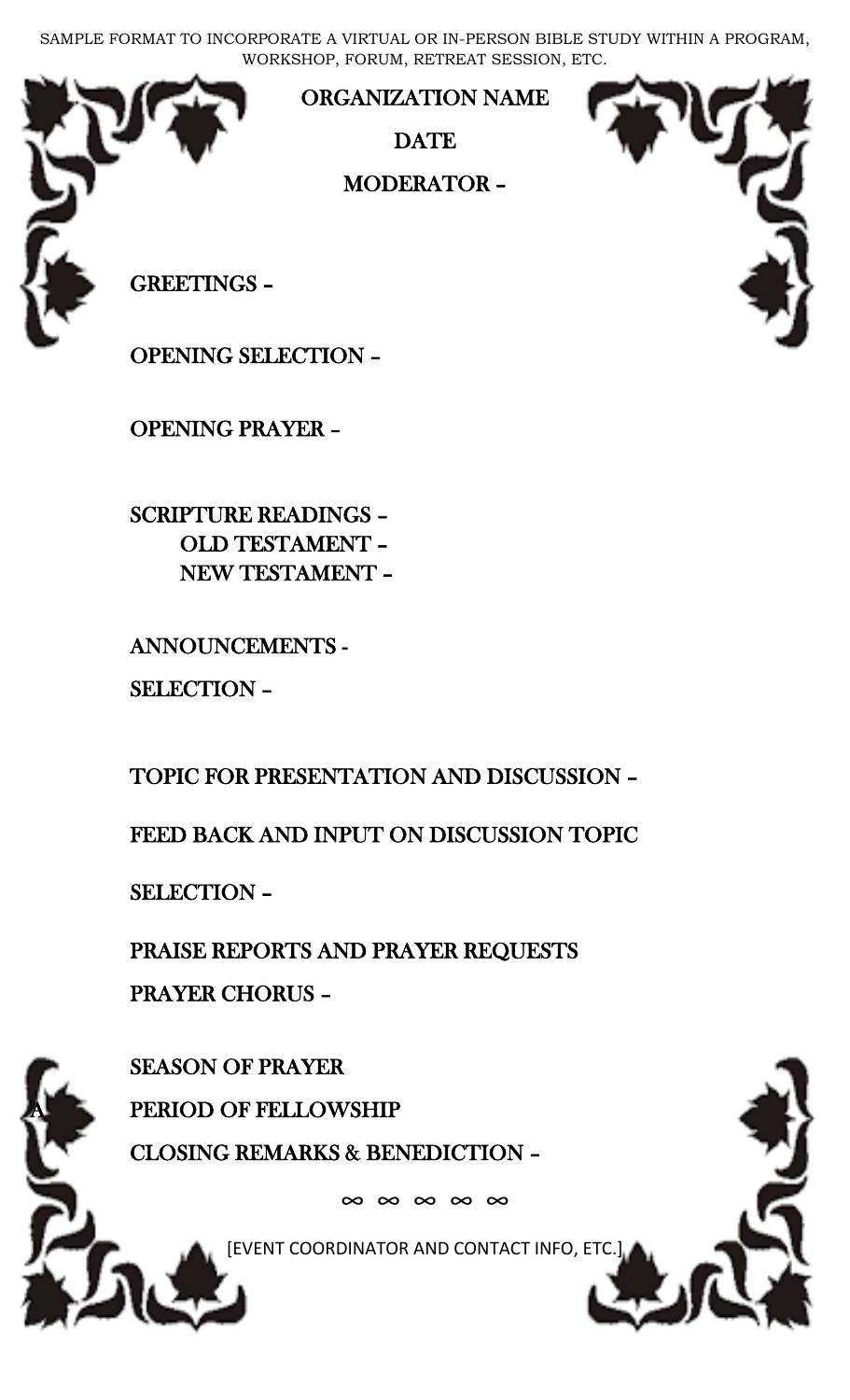SAMPLE FORMAT TO INCORPORATE A VIRTUAL OR IN-PERSON BIBLE STUDY WITHIN A PROGRAM, WORKSHOP, FORUM, RETREAT SESSION, ETC.

# ORGANIZATION NAME

## DATE

## MODERATOR –

GREETINGS –

OPENING SELECTION –

OPENING PRAYER –

SCRIPTURE READINGS –
- OLD TESTAMENT –
- NEW TESTAMENT –

ANNOUNCEMENTS -

SELECTION –

TOPIC FOR PRESENTATION AND DISCUSSION –

FEED BACK AND INPUT ON DISCUSSION TOPIC

SELECTION –

PRAISE REPORTS AND PRAYER REQUESTS

PRAYER CHORUS –

SEASON OF PRAYER

A PERIOD OF FELLOWSHIP

CLOSING REMARKS & BENEDICTION –

∞ ∞ ∞ ∞ ∞

[EVENT COORDINATOR AND CONTACT INFO, ETC.]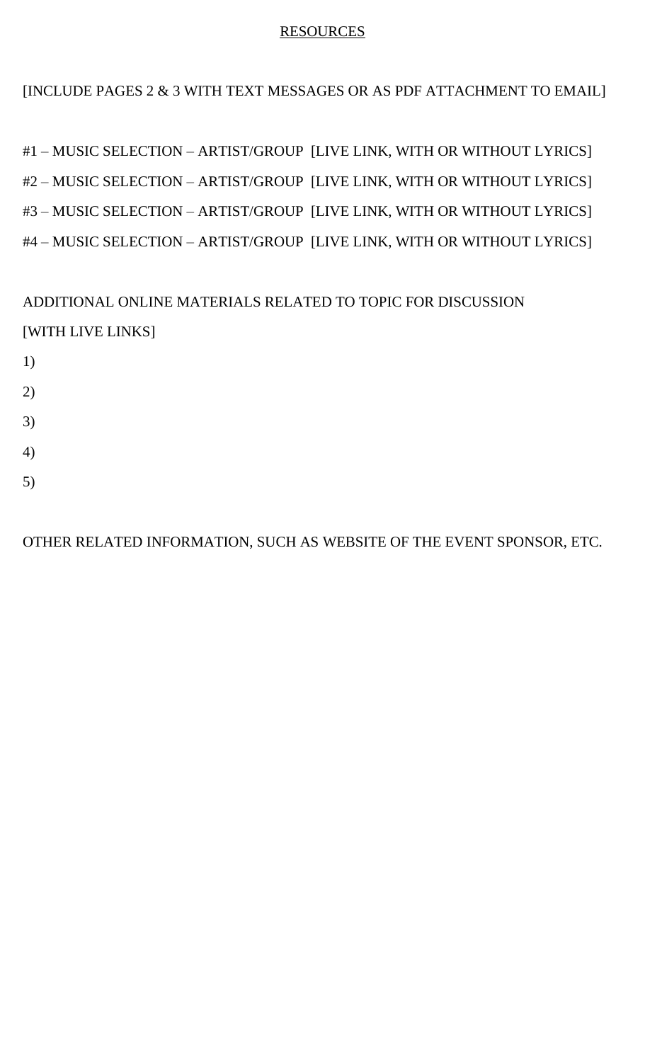<u>RESOURCES</u>

[INCLUDE PAGES 2 & 3 WITH TEXT MESSAGES OR AS PDF ATTACHMENT TO EMAIL]

#1 – MUSIC SELECTION – ARTIST/GROUP [LIVE LINK, WITH OR WITHOUT LYRICS]

#2 – MUSIC SELECTION – ARTIST/GROUP [LIVE LINK, WITH OR WITHOUT LYRICS]

#3 – MUSIC SELECTION – ARTIST/GROUP [LIVE LINK, WITH OR WITHOUT LYRICS]

#4 – MUSIC SELECTION – ARTIST/GROUP [LIVE LINK, WITH OR WITHOUT LYRICS]

ADDITIONAL ONLINE MATERIALS RELATED TO TOPIC FOR DISCUSSION
[WITH LIVE LINKS]

1)

2)

3)

4)

5)

OTHER RELATED INFORMATION, SUCH AS WEBSITE OF THE EVENT SPONSOR, ETC.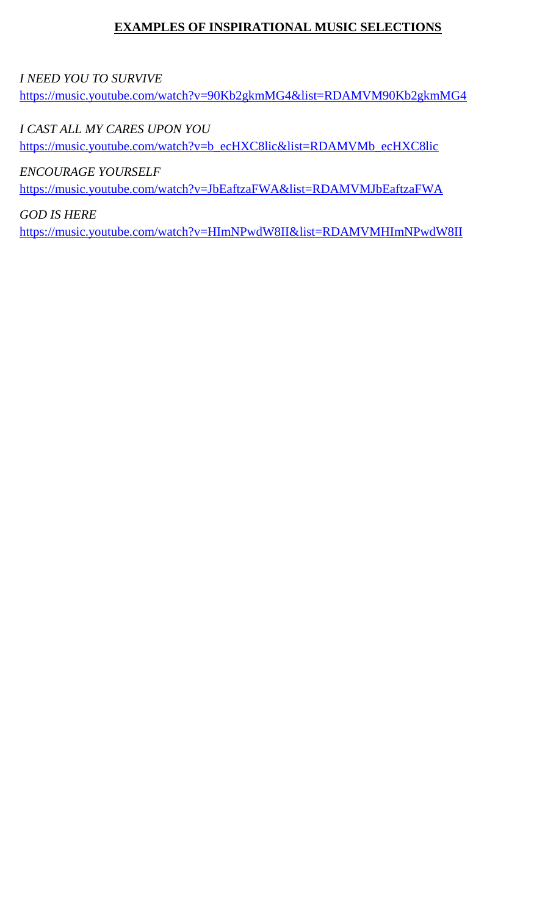**EXAMPLES OF INSPIRATIONAL MUSIC SELECTIONS**

*I NEED YOU TO SURVIVE*
https://music.youtube.com/watch?v=90Kb2gkmMG4&list=RDAMVM90Kb2gkmMG4

*I CAST ALL MY CARES UPON YOU*
https://music.youtube.com/watch?v=b_ecHXC8lic&list=RDAMVMb_ecHXC8lic

*ENCOURAGE YOURSELF*
https://music.youtube.com/watch?v=JbEaftzaFWA&list=RDAMVMJbEaftzaFWA

*GOD IS HERE*
https://music.youtube.com/watch?v=HImNPwdW8II&list=RDAMVMHImNPwdW8II